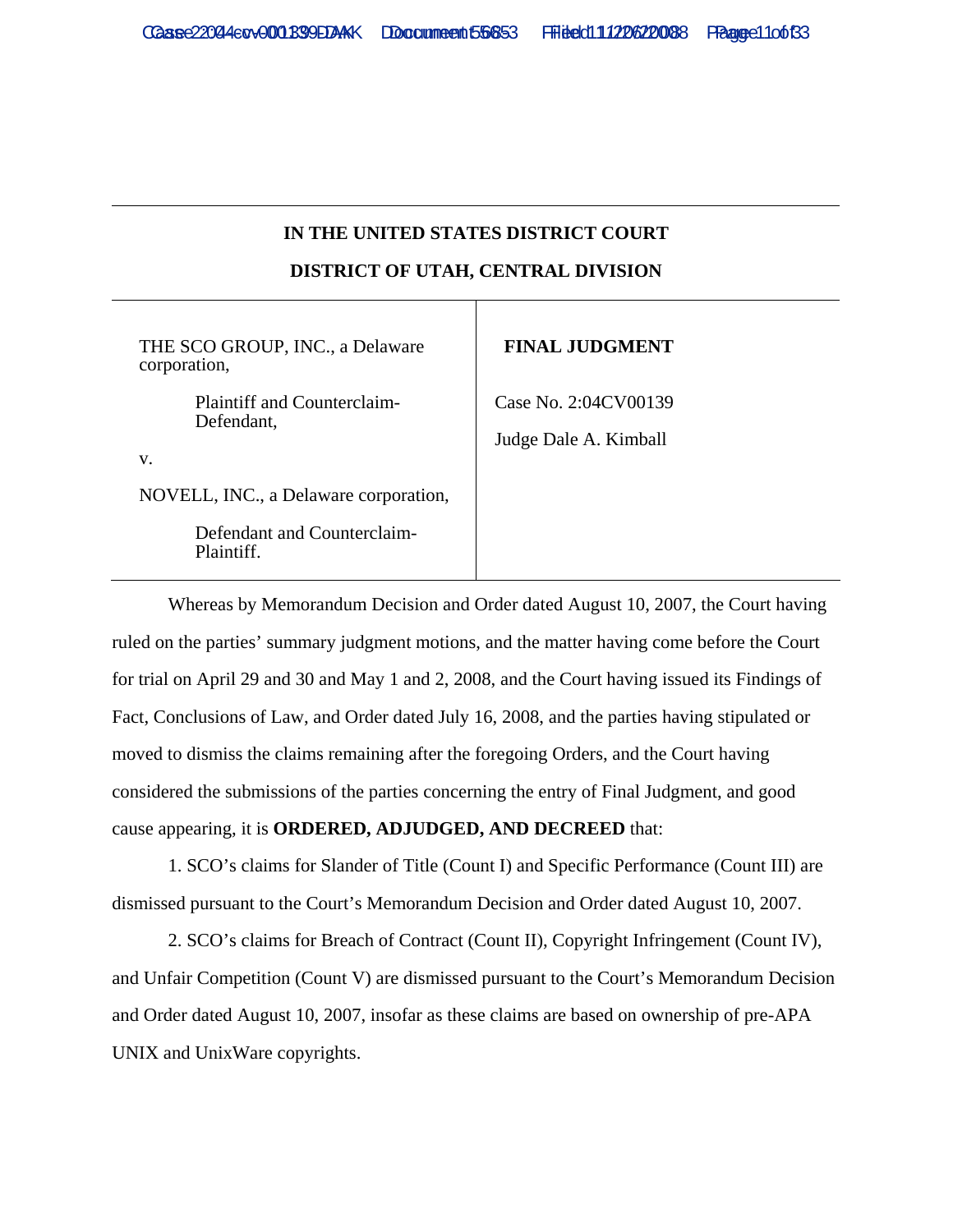**IN THE UNITED STATES DISTRICT COURT**

**DISTRICT OF UTAH, CENTRAL DIVISION**

| | |
|---|---|
| THE SCO GROUP, INC., a Delaware corporation,<br><br>Plaintiff and Counterclaim-Defendant,<br><br>v.<br><br>NOVELL, INC., a Delaware corporation,<br><br>Defendant and Counterclaim-Plaintiff. | **FINAL JUDGMENT**<br><br>Case No. 2:04CV00139<br><br>Judge Dale A. Kimball |

Whereas by Memorandum Decision and Order dated August 10, 2007, the Court having ruled on the parties' summary judgment motions, and the matter having come before the Court for trial on April 29 and 30 and May 1 and 2, 2008, and the Court having issued its Findings of Fact, Conclusions of Law, and Order dated July 16, 2008, and the parties having stipulated or moved to dismiss the claims remaining after the foregoing Orders, and the Court having considered the submissions of the parties concerning the entry of Final Judgment, and good cause appearing, it is **ORDERED, ADJUDGED, AND DECREED** that:

1. SCO's claims for Slander of Title (Count I) and Specific Performance (Count III) are dismissed pursuant to the Court's Memorandum Decision and Order dated August 10, 2007.

2. SCO's claims for Breach of Contract (Count II), Copyright Infringement (Count IV), and Unfair Competition (Count V) are dismissed pursuant to the Court's Memorandum Decision and Order dated August 10, 2007, insofar as these claims are based on ownership of pre-APA UNIX and UnixWare copyrights.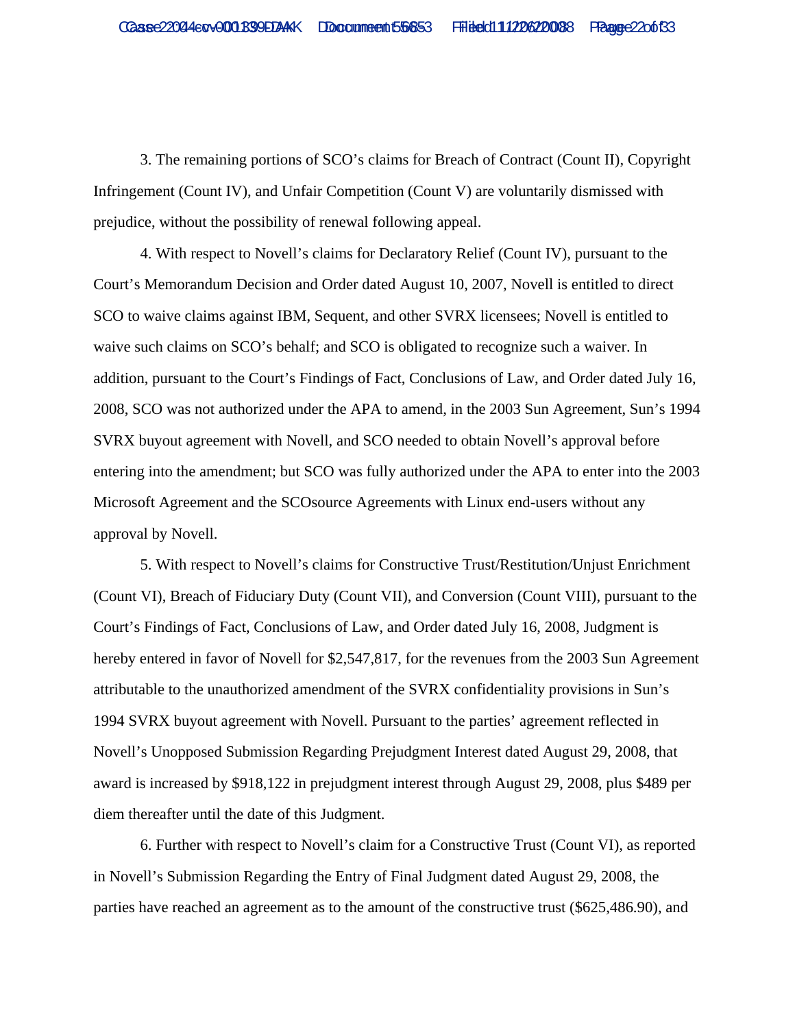3. The remaining portions of SCO's claims for Breach of Contract (Count II), Copyright Infringement (Count IV), and Unfair Competition (Count V) are voluntarily dismissed with prejudice, without the possibility of renewal following appeal.

4. With respect to Novell's claims for Declaratory Relief (Count IV), pursuant to the Court's Memorandum Decision and Order dated August 10, 2007, Novell is entitled to direct SCO to waive claims against IBM, Sequent, and other SVRX licensees; Novell is entitled to waive such claims on SCO's behalf; and SCO is obligated to recognize such a waiver. In addition, pursuant to the Court's Findings of Fact, Conclusions of Law, and Order dated July 16, 2008, SCO was not authorized under the APA to amend, in the 2003 Sun Agreement, Sun's 1994 SVRX buyout agreement with Novell, and SCO needed to obtain Novell's approval before entering into the amendment; but SCO was fully authorized under the APA to enter into the 2003 Microsoft Agreement and the SCOsource Agreements with Linux end-users without any approval by Novell.

5. With respect to Novell's claims for Constructive Trust/Restitution/Unjust Enrichment (Count VI), Breach of Fiduciary Duty (Count VII), and Conversion (Count VIII), pursuant to the Court's Findings of Fact, Conclusions of Law, and Order dated July 16, 2008, Judgment is hereby entered in favor of Novell for $2,547,817, for the revenues from the 2003 Sun Agreement attributable to the unauthorized amendment of the SVRX confidentiality provisions in Sun's 1994 SVRX buyout agreement with Novell. Pursuant to the parties' agreement reflected in Novell's Unopposed Submission Regarding Prejudgment Interest dated August 29, 2008, that award is increased by $918,122 in prejudgment interest through August 29, 2008, plus $489 per diem thereafter until the date of this Judgment.

6. Further with respect to Novell's claim for a Constructive Trust (Count VI), as reported in Novell's Submission Regarding the Entry of Final Judgment dated August 29, 2008, the parties have reached an agreement as to the amount of the constructive trust ($625,486.90), and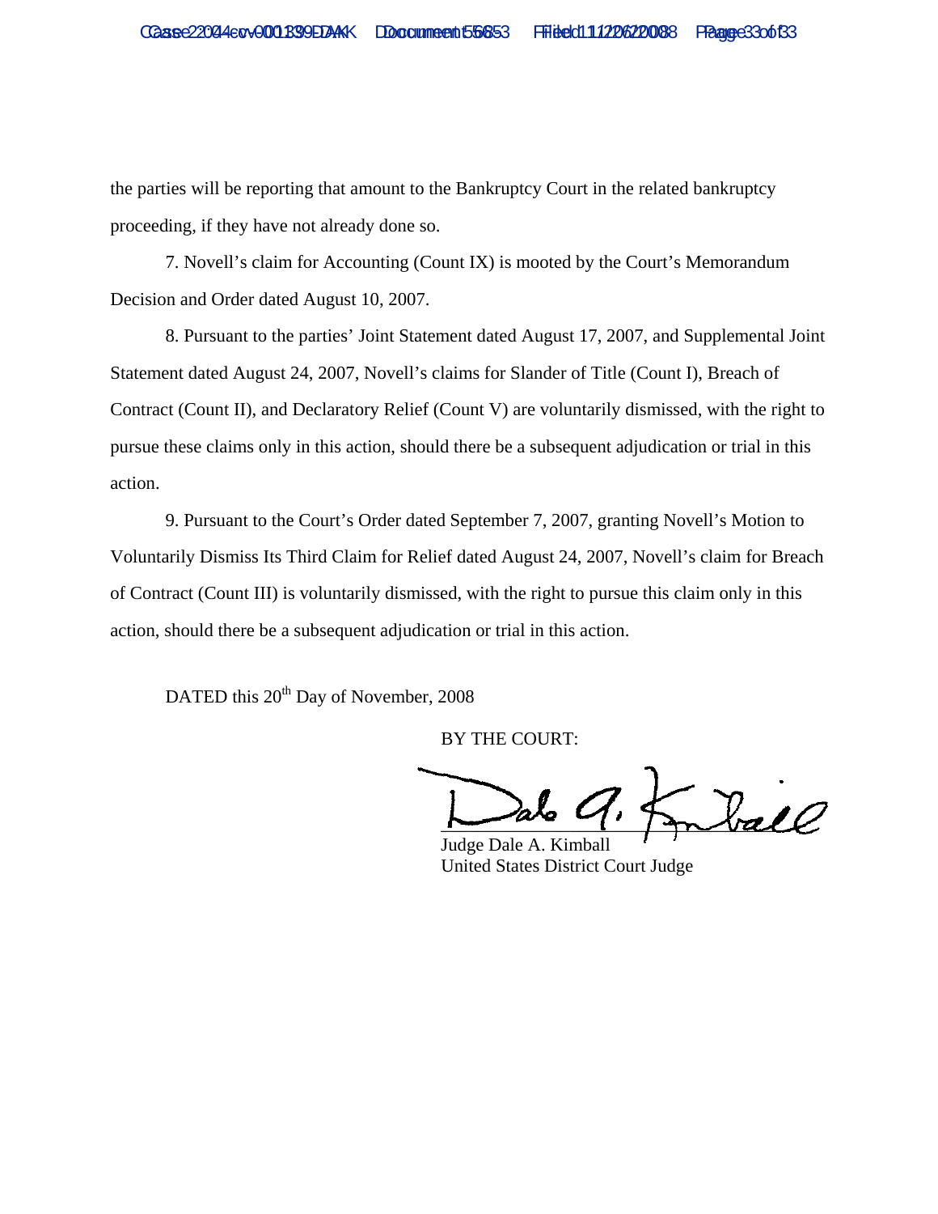the parties will be reporting that amount to the Bankruptcy Court in the related bankruptcy proceeding, if they have not already done so.

7. Novell's claim for Accounting (Count IX) is mooted by the Court's Memorandum Decision and Order dated August 10, 2007.

8. Pursuant to the parties' Joint Statement dated August 17, 2007, and Supplemental Joint Statement dated August 24, 2007, Novell's claims for Slander of Title (Count I), Breach of Contract (Count II), and Declaratory Relief (Count V) are voluntarily dismissed, with the right to pursue these claims only in this action, should there be a subsequent adjudication or trial in this action.

9. Pursuant to the Court's Order dated September 7, 2007, granting Novell's Motion to Voluntarily Dismiss Its Third Claim for Relief dated August 24, 2007, Novell's claim for Breach of Contract (Count III) is voluntarily dismissed, with the right to pursue this claim only in this action, should there be a subsequent adjudication or trial in this action.

DATED this 20th Day of November, 2008

BY THE COURT:

Judge Dale A. Kimball
United States District Court Judge